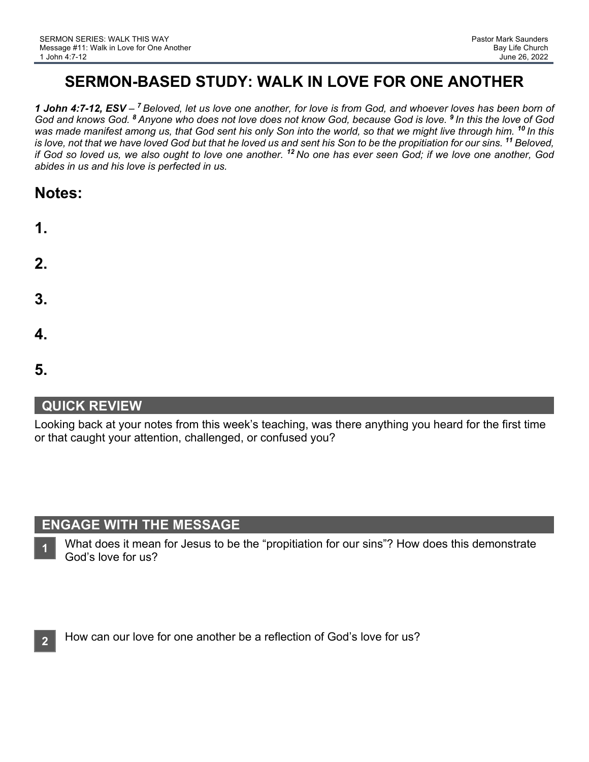# SERMON-BASED STUDY: WALK IN LOVE FOR ONE ANOTHER

***1 John 4:7-12, ESV*** *– [7] Beloved, let us love one another, for love is from God, and whoever loves has been born of God and knows God. [8] Anyone who does not love does not know God, because God is love. [9] In this the love of God was made manifest among us, that God sent his only Son into the world, so that we might live through him. [10] In this is love, not that we have loved God but that he loved us and sent his Son to be the propitiation for our sins. [11] Beloved, if God so loved us, we also ought to love one another. [12] No one has ever seen God; if we love one another, God abides in us and his love is perfected in us.*

## Notes:

**1.**

**2.**

**3.**

**4.**

**5.**

## QUICK REVIEW

Looking back at your notes from this week's teaching, was there anything you heard for the first time or that caught your attention, challenged, or confused you?

## ENGAGE WITH THE MESSAGE

**1** What does it mean for Jesus to be the "propitiation for our sins"? How does this demonstrate God's love for us?

**2** How can our love for one another be a reflection of God's love for us?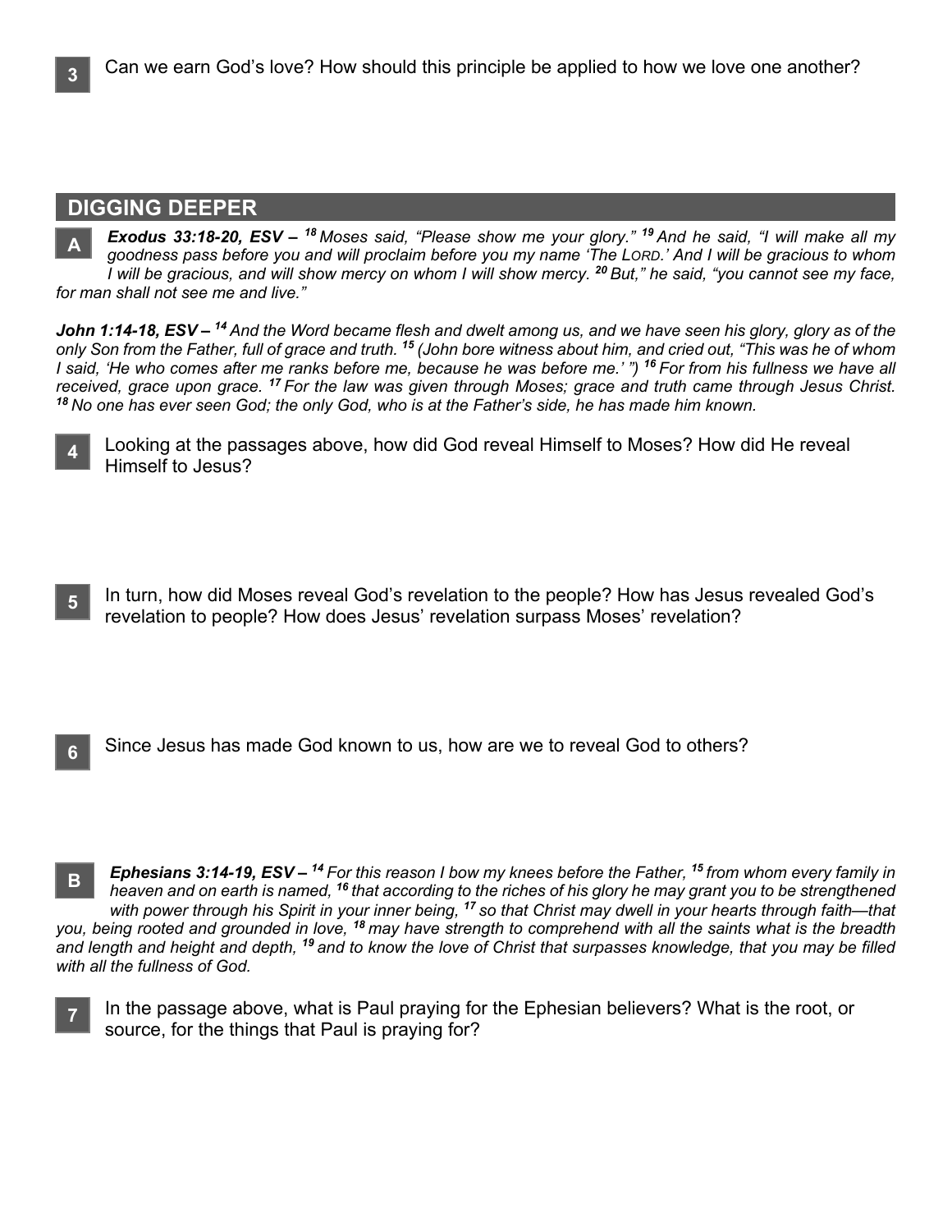**3** Can we earn God's love? How should this principle be applied to how we love one another?

## DIGGING DEEPER

**A** ***Exodus 33:18-20, ESV –*** *[18] Moses said, "Please show me your glory." [19] And he said, "I will make all my goodness pass before you and will proclaim before you my name 'The LORD.' And I will be gracious to whom I will be gracious, and will show mercy on whom I will show mercy. [20] But," he said, "you cannot see my face, for man shall not see me and live."*

***John 1:14-18, ESV –*** *[14] And the Word became flesh and dwelt among us, and we have seen his glory, glory as of the only Son from the Father, full of grace and truth. [15] (John bore witness about him, and cried out, "This was he of whom I said, 'He who comes after me ranks before me, because he was before me.' ") [16] For from his fullness we have all received, grace upon grace. [17] For the law was given through Moses; grace and truth came through Jesus Christ. [18] No one has ever seen God; the only God, who is at the Father's side, he has made him known.*

**4** Looking at the passages above, how did God reveal Himself to Moses? How did He reveal Himself to Jesus?

**5** In turn, how did Moses reveal God's revelation to the people? How has Jesus revealed God's revelation to people? How does Jesus' revelation surpass Moses' revelation?

**6** Since Jesus has made God known to us, how are we to reveal God to others?

**B** ***Ephesians 3:14-19, ESV –*** *[14] For this reason I bow my knees before the Father, [15] from whom every family in heaven and on earth is named, [16] that according to the riches of his glory he may grant you to be strengthened with power through his Spirit in your inner being, [17] so that Christ may dwell in your hearts through faith—that you, being rooted and grounded in love, [18] may have strength to comprehend with all the saints what is the breadth and length and height and depth, [19] and to know the love of Christ that surpasses knowledge, that you may be filled with all the fullness of God.*

**7** In the passage above, what is Paul praying for the Ephesian believers? What is the root, or source, for the things that Paul is praying for?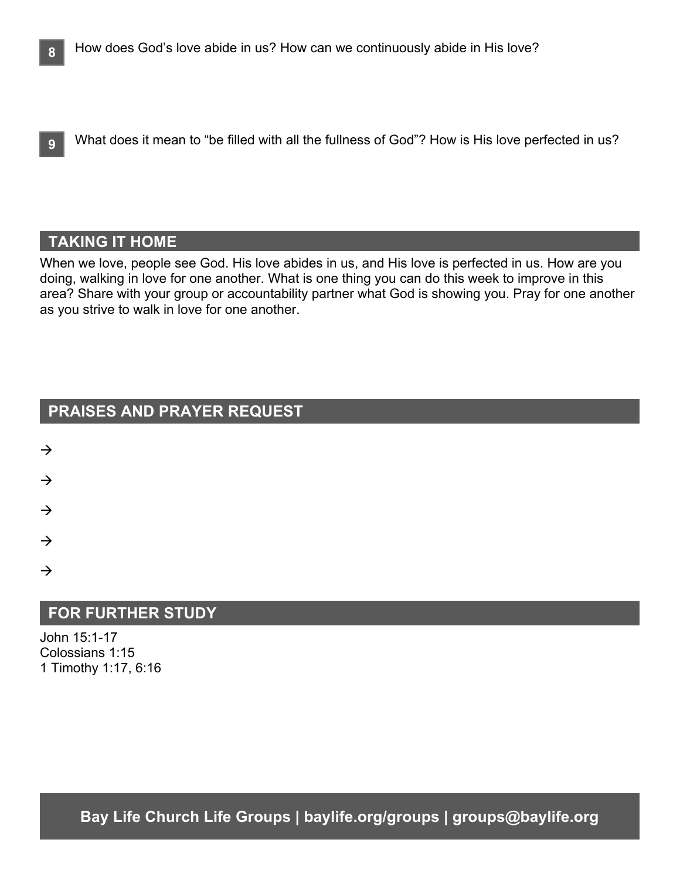8. How does God's love abide in us? How can we continuously abide in His love?

9. What does it mean to "be filled with all the fullness of God"? How is His love perfected in us?

## TAKING IT HOME

When we love, people see God. His love abides in us, and His love is perfected in us. How are you doing, walking in love for one another. What is one thing you can do this week to improve in this area? Share with your group or accountability partner what God is showing you. Pray for one another as you strive to walk in love for one another.

## PRAISES AND PRAYER REQUEST

→

→

→

→

→

## FOR FURTHER STUDY

John 15:1-17
Colossians 1:15
1 Timothy 1:17, 6:16

**Bay Life Church Life Groups | baylife.org/groups | groups@baylife.org**